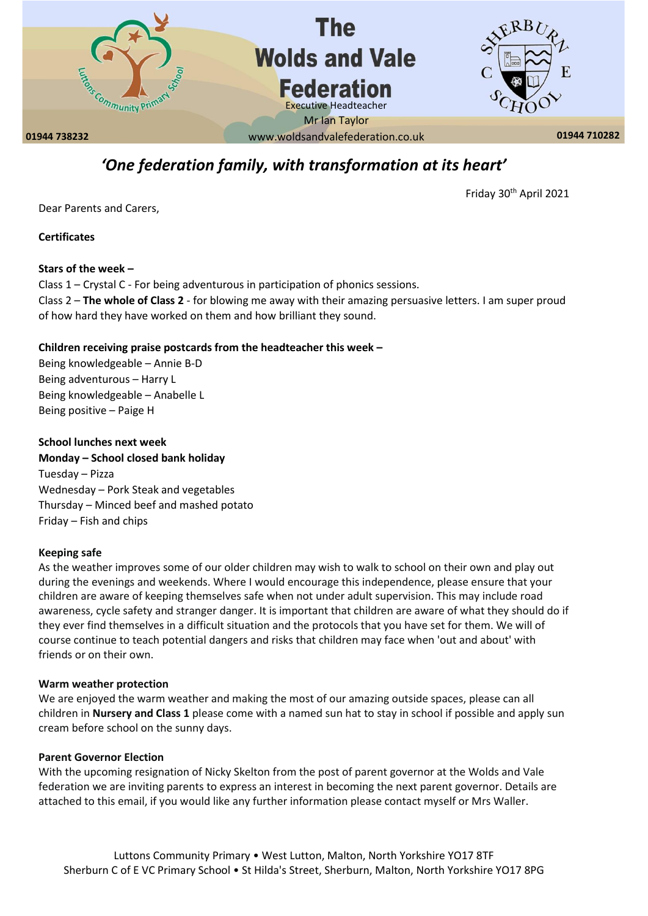# The Wolds and Vale Federation

Executive Headteacher
Mr Ian Taylor

01944 738232 www.woldsandvalefederation.co.uk 01944 710282

*'One federation family, with transformation at its heart'*

Friday 30th April 2021

Dear Parents and Carers,

**Certificates**

**Stars of the week –**

Class 1 – Crystal C - For being adventurous in participation of phonics sessions.

Class 2 – **The whole of Class 2** - for blowing me away with their amazing persuasive letters. I am super proud of how hard they have worked on them and how brilliant they sound.

**Children receiving praise postcards from the headteacher this week –**

Being knowledgeable – Annie B-D
Being adventurous – Harry L
Being knowledgeable – Anabelle L
Being positive – Paige H

**School lunches next week**

**Monday – School closed bank holiday**
Tuesday – Pizza
Wednesday – Pork Steak and vegetables
Thursday – Minced beef and mashed potato
Friday – Fish and chips

**Keeping safe**

As the weather improves some of our older children may wish to walk to school on their own and play out during the evenings and weekends. Where I would encourage this independence, please ensure that your children are aware of keeping themselves safe when not under adult supervision. This may include road awareness, cycle safety and stranger danger. It is important that children are aware of what they should do if they ever find themselves in a difficult situation and the protocols that you have set for them. We will of course continue to teach potential dangers and risks that children may face when 'out and about' with friends or on their own.

**Warm weather protection**

We are enjoyed the warm weather and making the most of our amazing outside spaces, please can all children in **Nursery and Class 1** please come with a named sun hat to stay in school if possible and apply sun cream before school on the sunny days.

**Parent Governor Election**

With the upcoming resignation of Nicky Skelton from the post of parent governor at the Wolds and Vale federation we are inviting parents to express an interest in becoming the next parent governor. Details are attached to this email, if you would like any further information please contact myself or Mrs Waller.

Luttons Community Primary • West Lutton, Malton, North Yorkshire YO17 8TF
Sherburn C of E VC Primary School • St Hilda's Street, Sherburn, Malton, North Yorkshire YO17 8PG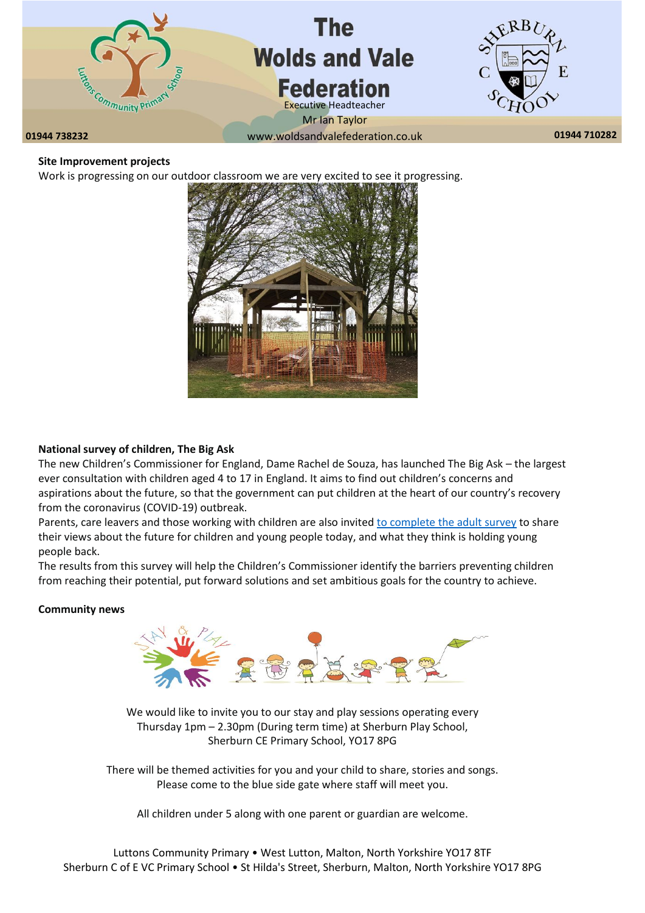**Site Improvement projects**

Work is progressing on our outdoor classroom we are very excited to see it progressing.

**National survey of children, The Big Ask**

The new Children's Commissioner for England, Dame Rachel de Souza, has launched The Big Ask – the largest ever consultation with children aged 4 to 17 in England. It aims to find out children's concerns and aspirations about the future, so that the government can put children at the heart of our country's recovery from the coronavirus (COVID-19) outbreak.

Parents, care leavers and those working with children are also invited to complete the adult survey to share their views about the future for children and young people today, and what they think is holding young people back.

The results from this survey will help the Children's Commissioner identify the barriers preventing children from reaching their potential, put forward solutions and set ambitious goals for the country to achieve.

**Community news**

We would like to invite you to our stay and play sessions operating every Thursday 1pm – 2.30pm (During term time) at Sherburn Play School, Sherburn CE Primary School, YO17 8PG

There will be themed activities for you and your child to share, stories and songs. Please come to the blue side gate where staff will meet you.

All children under 5 along with one parent or guardian are welcome.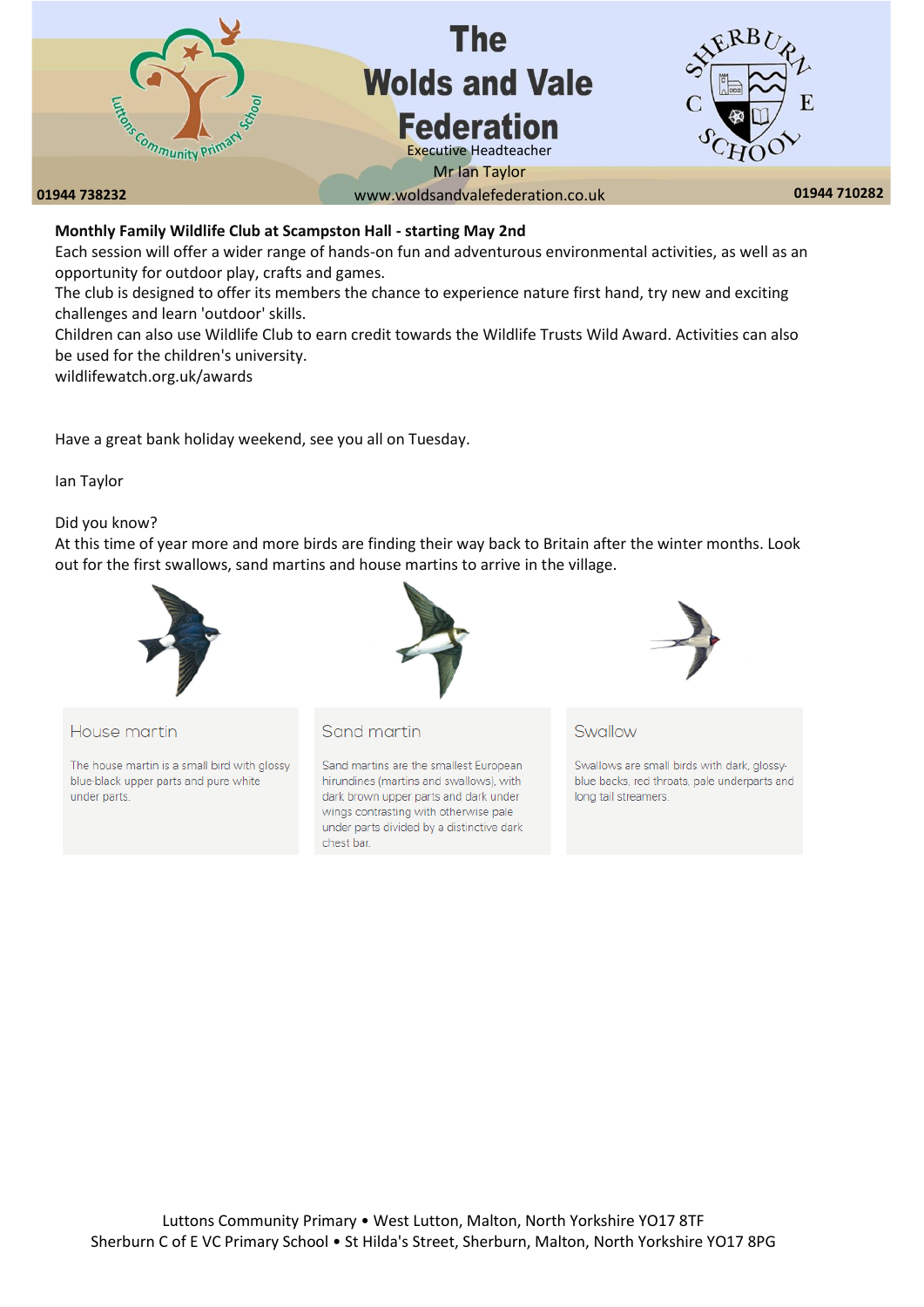**Monthly Family Wildlife Club at Scampston Hall - starting May 2nd**

Each session will offer a wider range of hands-on fun and adventurous environmental activities, as well as an opportunity for outdoor play, crafts and games.

The club is designed to offer its members the chance to experience nature first hand, try new and exciting challenges and learn 'outdoor' skills.

Children can also use Wildlife Club to earn credit towards the Wildlife Trusts Wild Award. Activities can also be used for the children's university.

wildlifewatch.org.uk/awards

Have a great bank holiday weekend, see you all on Tuesday.

Ian Taylor

Did you know?

At this time of year more and more birds are finding their way back to Britain after the winter months. Look out for the first swallows, sand martins and house martins to arrive in the village.

House martin

The house martin is a small bird with glossy blue-black upper parts and pure white under parts.

Sand martin

Sand martins are the smallest European hirundines (martins and swallows), with dark brown upper parts and dark under wings contrasting with otherwise pale under parts divided by a distinctive dark chest bar.

Swallow

Swallows are small birds with dark, glossy-blue backs, red throats, pale underparts and long tail streamers.